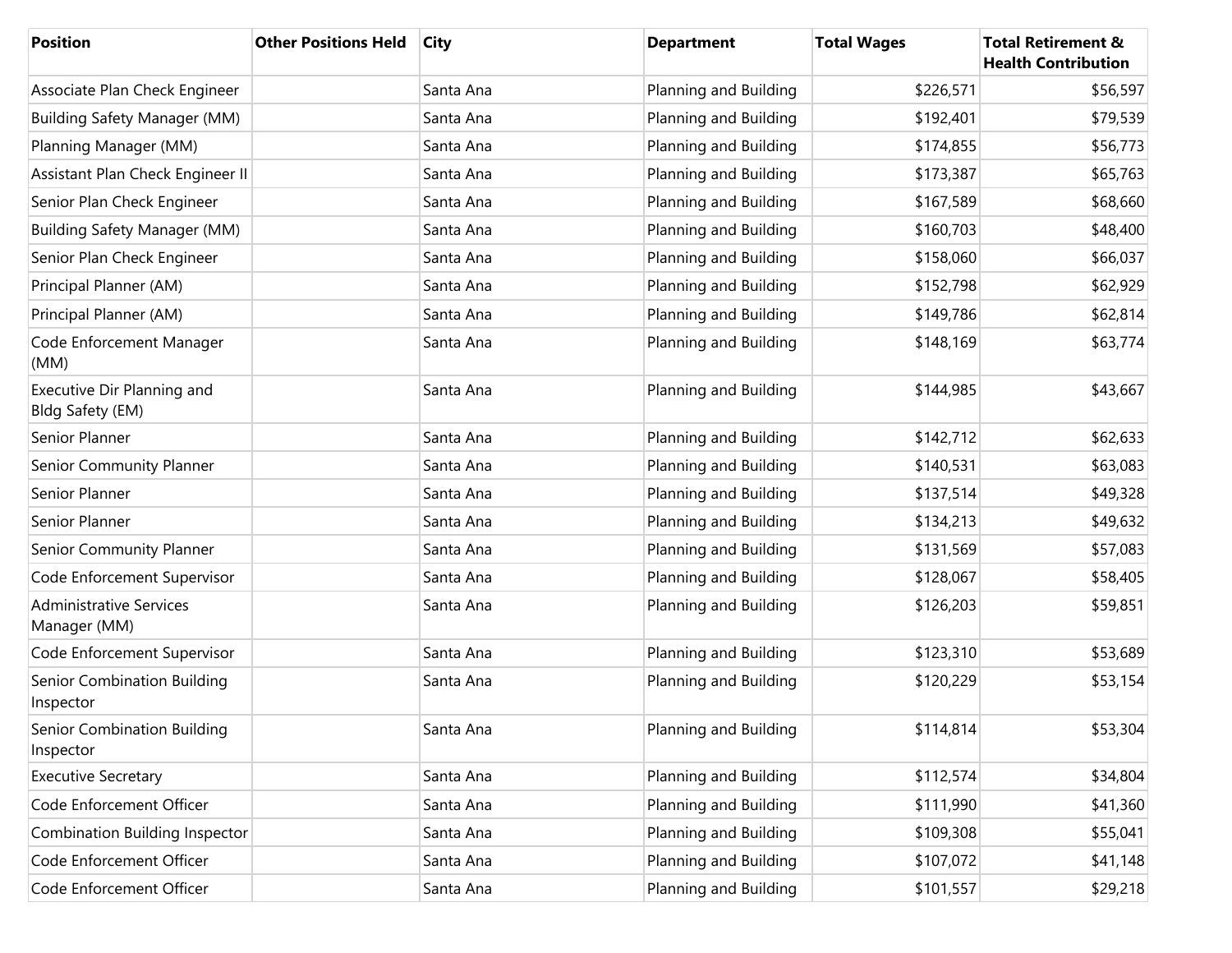| Position | Other Positions Held | City | Department | Total Wages | Total Retirement & Health Contribution |
|---|---|---|---|---|---|
| Associate Plan Check Engineer | | Santa Ana | Planning and Building | $226,571 | $56,597 |
| Building Safety Manager (MM) | | Santa Ana | Planning and Building | $192,401 | $79,539 |
| Planning Manager (MM) | | Santa Ana | Planning and Building | $174,855 | $56,773 |
| Assistant Plan Check Engineer II | | Santa Ana | Planning and Building | $173,387 | $65,763 |
| Senior Plan Check Engineer | | Santa Ana | Planning and Building | $167,589 | $68,660 |
| Building Safety Manager (MM) | | Santa Ana | Planning and Building | $160,703 | $48,400 |
| Senior Plan Check Engineer | | Santa Ana | Planning and Building | $158,060 | $66,037 |
| Principal Planner (AM) | | Santa Ana | Planning and Building | $152,798 | $62,929 |
| Principal Planner (AM) | | Santa Ana | Planning and Building | $149,786 | $62,814 |
| Code Enforcement Manager (MM) | | Santa Ana | Planning and Building | $148,169 | $63,774 |
| Executive Dir Planning and Bldg Safety (EM) | | Santa Ana | Planning and Building | $144,985 | $43,667 |
| Senior Planner | | Santa Ana | Planning and Building | $142,712 | $62,633 |
| Senior Community Planner | | Santa Ana | Planning and Building | $140,531 | $63,083 |
| Senior Planner | | Santa Ana | Planning and Building | $137,514 | $49,328 |
| Senior Planner | | Santa Ana | Planning and Building | $134,213 | $49,632 |
| Senior Community Planner | | Santa Ana | Planning and Building | $131,569 | $57,083 |
| Code Enforcement Supervisor | | Santa Ana | Planning and Building | $128,067 | $58,405 |
| Administrative Services Manager (MM) | | Santa Ana | Planning and Building | $126,203 | $59,851 |
| Code Enforcement Supervisor | | Santa Ana | Planning and Building | $123,310 | $53,689 |
| Senior Combination Building Inspector | | Santa Ana | Planning and Building | $120,229 | $53,154 |
| Senior Combination Building Inspector | | Santa Ana | Planning and Building | $114,814 | $53,304 |
| Executive Secretary | | Santa Ana | Planning and Building | $112,574 | $34,804 |
| Code Enforcement Officer | | Santa Ana | Planning and Building | $111,990 | $41,360 |
| Combination Building Inspector | | Santa Ana | Planning and Building | $109,308 | $55,041 |
| Code Enforcement Officer | | Santa Ana | Planning and Building | $107,072 | $41,148 |
| Code Enforcement Officer | | Santa Ana | Planning and Building | $101,557 | $29,218 |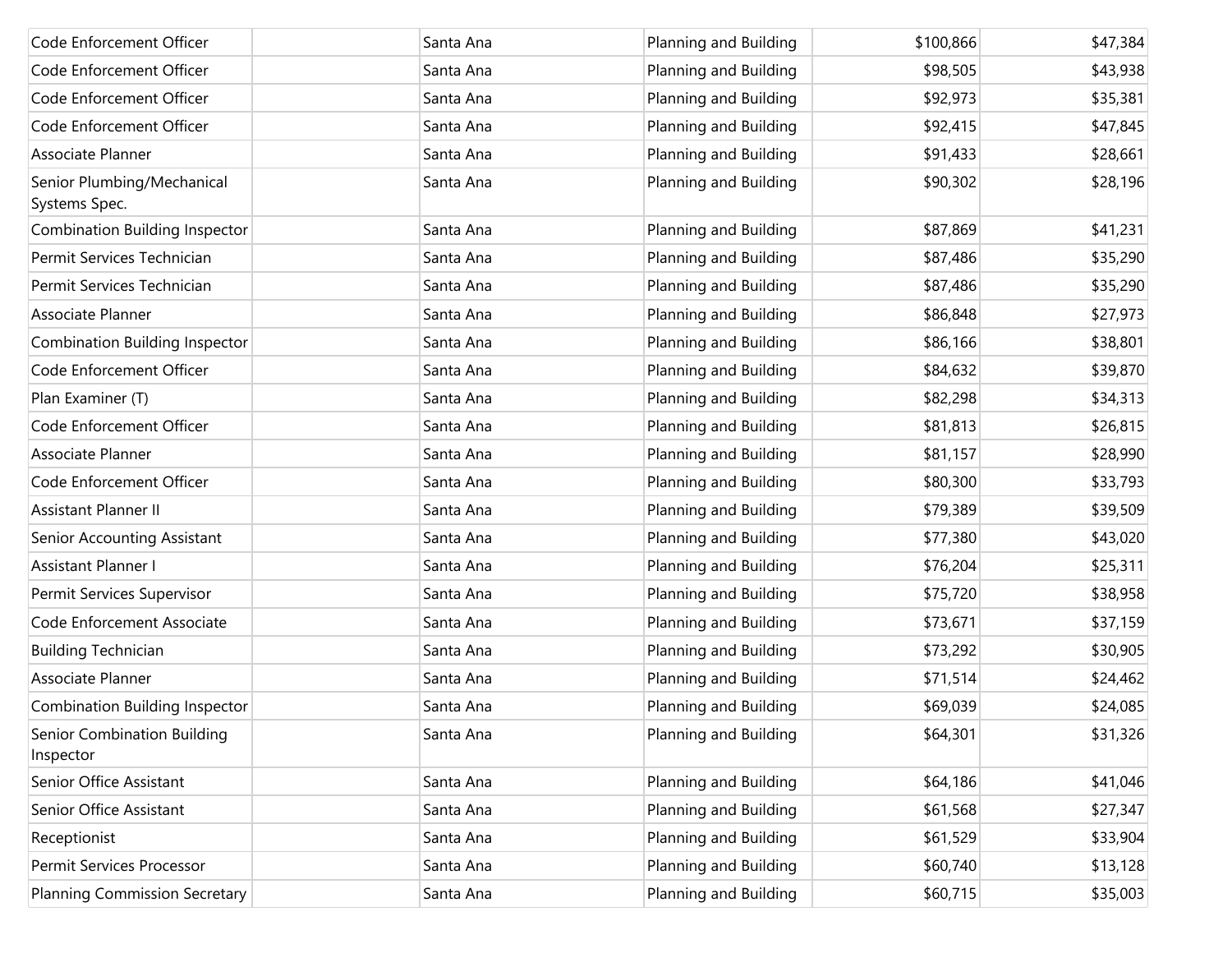| | | | | | |
|---|---|---|---|---|---|
| Code Enforcement Officer | | Santa Ana | Planning and Building | $100,866 | $47,384 |
| Code Enforcement Officer | | Santa Ana | Planning and Building | $98,505 | $43,938 |
| Code Enforcement Officer | | Santa Ana | Planning and Building | $92,973 | $35,381 |
| Code Enforcement Officer | | Santa Ana | Planning and Building | $92,415 | $47,845 |
| Associate Planner | | Santa Ana | Planning and Building | $91,433 | $28,661 |
| Senior Plumbing/Mechanical Systems Spec. | | Santa Ana | Planning and Building | $90,302 | $28,196 |
| Combination Building Inspector | | Santa Ana | Planning and Building | $87,869 | $41,231 |
| Permit Services Technician | | Santa Ana | Planning and Building | $87,486 | $35,290 |
| Permit Services Technician | | Santa Ana | Planning and Building | $87,486 | $35,290 |
| Associate Planner | | Santa Ana | Planning and Building | $86,848 | $27,973 |
| Combination Building Inspector | | Santa Ana | Planning and Building | $86,166 | $38,801 |
| Code Enforcement Officer | | Santa Ana | Planning and Building | $84,632 | $39,870 |
| Plan Examiner (T) | | Santa Ana | Planning and Building | $82,298 | $34,313 |
| Code Enforcement Officer | | Santa Ana | Planning and Building | $81,813 | $26,815 |
| Associate Planner | | Santa Ana | Planning and Building | $81,157 | $28,990 |
| Code Enforcement Officer | | Santa Ana | Planning and Building | $80,300 | $33,793 |
| Assistant Planner II | | Santa Ana | Planning and Building | $79,389 | $39,509 |
| Senior Accounting Assistant | | Santa Ana | Planning and Building | $77,380 | $43,020 |
| Assistant Planner I | | Santa Ana | Planning and Building | $76,204 | $25,311 |
| Permit Services Supervisor | | Santa Ana | Planning and Building | $75,720 | $38,958 |
| Code Enforcement Associate | | Santa Ana | Planning and Building | $73,671 | $37,159 |
| Building Technician | | Santa Ana | Planning and Building | $73,292 | $30,905 |
| Associate Planner | | Santa Ana | Planning and Building | $71,514 | $24,462 |
| Combination Building Inspector | | Santa Ana | Planning and Building | $69,039 | $24,085 |
| Senior Combination Building Inspector | | Santa Ana | Planning and Building | $64,301 | $31,326 |
| Senior Office Assistant | | Santa Ana | Planning and Building | $64,186 | $41,046 |
| Senior Office Assistant | | Santa Ana | Planning and Building | $61,568 | $27,347 |
| Receptionist | | Santa Ana | Planning and Building | $61,529 | $33,904 |
| Permit Services Processor | | Santa Ana | Planning and Building | $60,740 | $13,128 |
| Planning Commission Secretary | | Santa Ana | Planning and Building | $60,715 | $35,003 |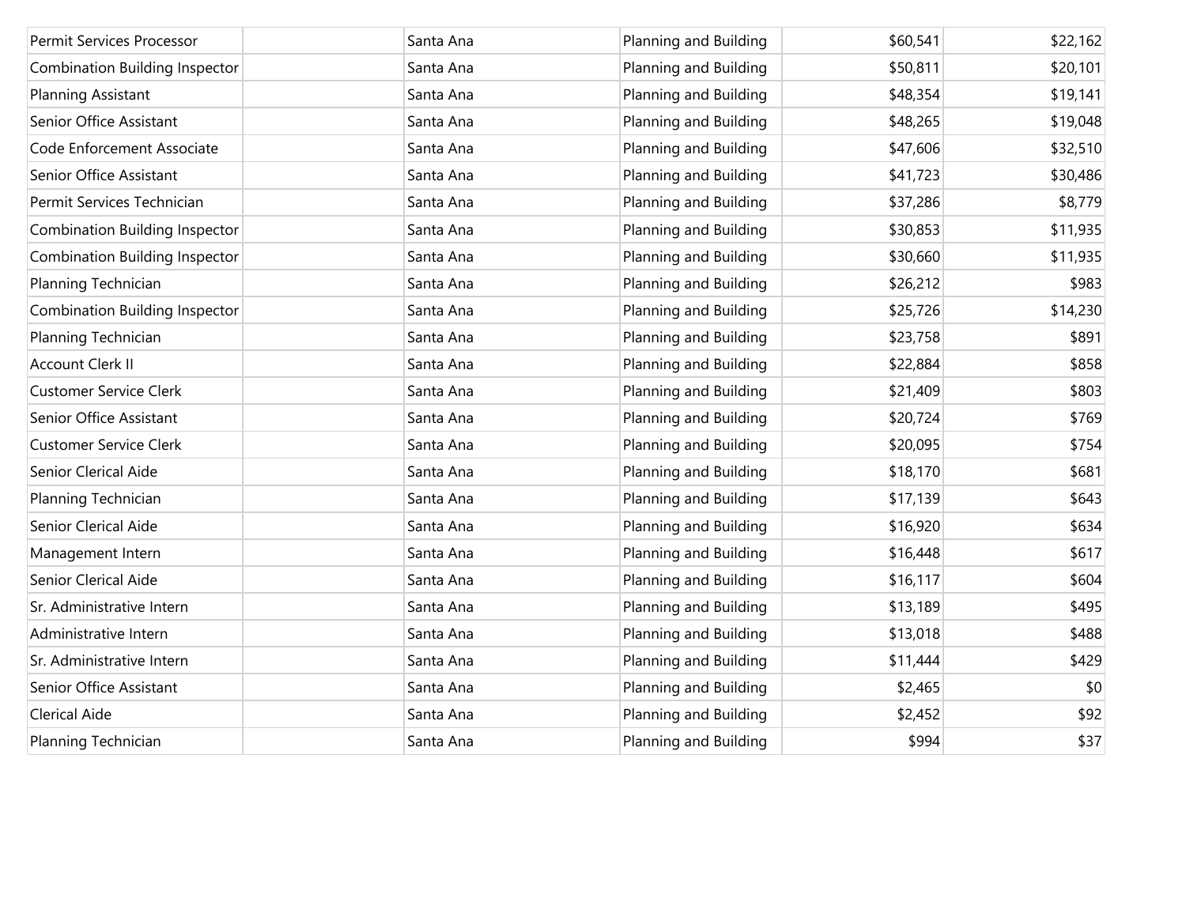| | | | | | |
|---|---|---|---|---|---|
| Permit Services Processor | | Santa Ana | Planning and Building | $60,541 | $22,162 |
| Combination Building Inspector | | Santa Ana | Planning and Building | $50,811 | $20,101 |
| Planning Assistant | | Santa Ana | Planning and Building | $48,354 | $19,141 |
| Senior Office Assistant | | Santa Ana | Planning and Building | $48,265 | $19,048 |
| Code Enforcement Associate | | Santa Ana | Planning and Building | $47,606 | $32,510 |
| Senior Office Assistant | | Santa Ana | Planning and Building | $41,723 | $30,486 |
| Permit Services Technician | | Santa Ana | Planning and Building | $37,286 | $8,779 |
| Combination Building Inspector | | Santa Ana | Planning and Building | $30,853 | $11,935 |
| Combination Building Inspector | | Santa Ana | Planning and Building | $30,660 | $11,935 |
| Planning Technician | | Santa Ana | Planning and Building | $26,212 | $983 |
| Combination Building Inspector | | Santa Ana | Planning and Building | $25,726 | $14,230 |
| Planning Technician | | Santa Ana | Planning and Building | $23,758 | $891 |
| Account Clerk II | | Santa Ana | Planning and Building | $22,884 | $858 |
| Customer Service Clerk | | Santa Ana | Planning and Building | $21,409 | $803 |
| Senior Office Assistant | | Santa Ana | Planning and Building | $20,724 | $769 |
| Customer Service Clerk | | Santa Ana | Planning and Building | $20,095 | $754 |
| Senior Clerical Aide | | Santa Ana | Planning and Building | $18,170 | $681 |
| Planning Technician | | Santa Ana | Planning and Building | $17,139 | $643 |
| Senior Clerical Aide | | Santa Ana | Planning and Building | $16,920 | $634 |
| Management Intern | | Santa Ana | Planning and Building | $16,448 | $617 |
| Senior Clerical Aide | | Santa Ana | Planning and Building | $16,117 | $604 |
| Sr. Administrative Intern | | Santa Ana | Planning and Building | $13,189 | $495 |
| Administrative Intern | | Santa Ana | Planning and Building | $13,018 | $488 |
| Sr. Administrative Intern | | Santa Ana | Planning and Building | $11,444 | $429 |
| Senior Office Assistant | | Santa Ana | Planning and Building | $2,465 | $0 |
| Clerical Aide | | Santa Ana | Planning and Building | $2,452 | $92 |
| Planning Technician | | Santa Ana | Planning and Building | $994 | $37 |